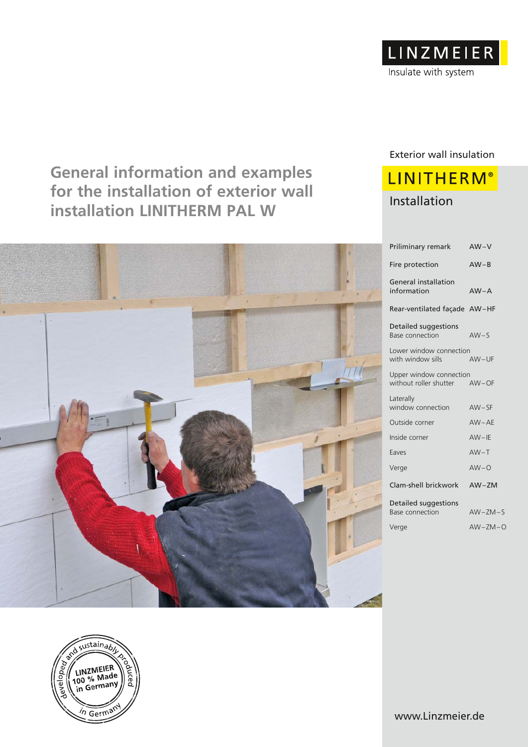LINZMEIER

Insulate with system

# General information and examples for the installation of exterior wall installation LINITHERM PAL W

Exterior wall insulation

## LINITHERM®

Installation

| | |
|---|---|
| Priliminary remark | AW–V |
| Fire protection | AW–B |
| General installation information | AW–A |
| Rear-ventilated façade | AW–HF |
| Detailed suggestions Base connection | AW–S |
| Lower window connection with window sills | AW–UF |
| Upper window connection without roller shutter | AW–OF |
| Laterally window connection | AW–SF |
| Outside corner | AW–AE |
| Inside corner | AW–IE |
| Eaves | AW–T |
| Verge | AW–O |
| Clam-shell brickwork | AW–ZM |
| Detailed suggestions Base connection | AW–ZM–S |
| Verge | AW–ZM–O |

developed and sustainably produced in Germany – LINZMEIER 100 % Made in Germany

www.Linzmeier.de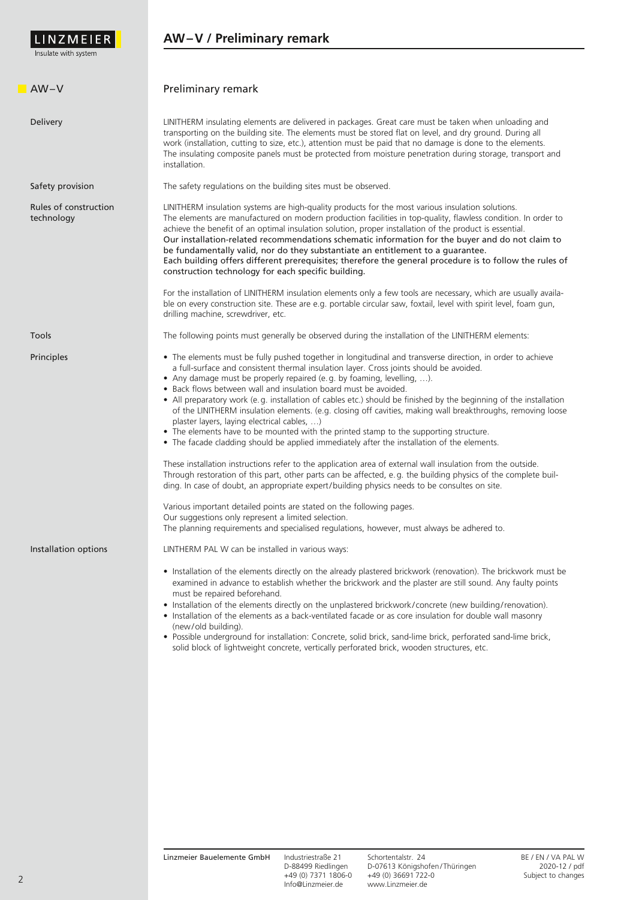# AW–V / Preliminary remark

## AW–V

### Preliminary remark

**Delivery**

LINITHERM insulating elements are delivered in packages. Great care must be taken when unloading and transporting on the building site. The elements must be stored flat on level, and dry ground. During all work (installation, cutting to size, etc.), attention must be paid that no damage is done to the elements. The insulating composite panels must be protected from moisture penetration during storage, transport and installation.

**Safety provision**

The safety regulations on the building sites must be observed.

**Rules of construction technology**

LINITHERM insulation systems are high-quality products for the most various insulation solutions. The elements are manufactured on modern production facilities in top-quality, flawless condition. In order to achieve the benefit of an optimal insulation solution, proper installation of the product is essential.
Our installation-related recommendations schematic information for the buyer and do not claim to be fundamentally valid, nor do they substantiate an entitlement to a guarantee.
Each building offers different prerequisites; therefore the general procedure is to follow the rules of construction technology for each specific building.

For the installation of LINITHERM insulation elements only a few tools are necessary, which are usually available on every construction site. These are e.g. portable circular saw, foxtail, level with spirit level, foam gun, drilling machine, screwdriver, etc.

**Tools**

The following points must generally be observed during the installation of the LINITHERM elements:

**Principles**

- The elements must be fully pushed together in longitudinal and transverse direction, in order to achieve a full-surface and consistent thermal insulation layer. Cross joints should be avoided.
- Any damage must be properly repaired (e.g. by foaming, levelling, …).
- Back flows between wall and insulation board must be avoided.
- All preparatory work (e.g. installation of cables etc.) should be finished by the beginning of the installation of the LINITHERM insulation elements. (e.g. closing off cavities, making wall breakthroughs, removing loose plaster layers, laying electrical cables, …)
- The elements have to be mounted with the printed stamp to the supporting structure.
- The facade cladding should be applied immediately after the installation of the elements.

These installation instructions refer to the application area of external wall insulation from the outside. Through restoration of this part, other parts can be affected, e.g. the building physics of the complete building. In case of doubt, an appropriate expert/building physics needs to be consultes on site.

Various important detailed points are stated on the following pages.
Our suggestions only represent a limited selection.
The planning requirements and specialised regulations, however, must always be adhered to.

**Installation options**

LINTHERM PAL W can be installed in various ways:

- Installation of the elements directly on the already plastered brickwork (renovation). The brickwork must be examined in advance to establish whether the brickwork and the plaster are still sound. Any faulty points must be repaired beforehand.
- Installation of the elements directly on the unplastered brickwork/concrete (new building/renovation).
- Installation of the elements as a back-ventilated facade or as core insulation for double wall masonry (new/old building).
- Possible underground for installation: Concrete, solid brick, sand-lime brick, perforated sand-lime brick, solid block of lightweight concrete, vertically perforated brick, wooden structures, etc.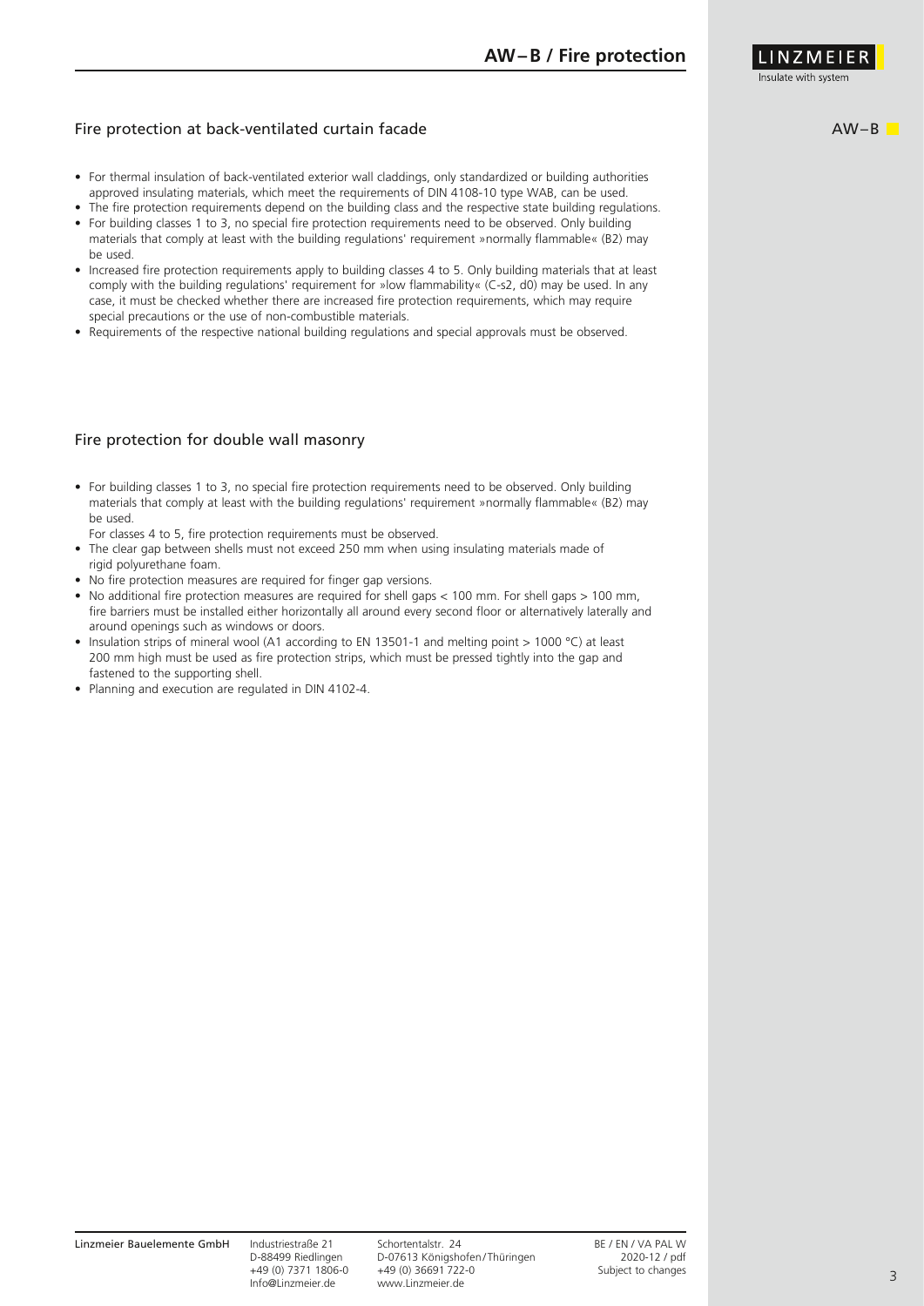## Fire protection at back-ventilated curtain facade

- For thermal insulation of back-ventilated exterior wall claddings, only standardized or building authorities approved insulating materials, which meet the requirements of DIN 4108-10 type WAB, can be used.
- The fire protection requirements depend on the building class and the respective state building regulations.
- For building classes 1 to 3, no special fire protection requirements need to be observed. Only building materials that comply at least with the building regulations' requirement »normally flammable« (B2) may be used.
- Increased fire protection requirements apply to building classes 4 to 5. Only building materials that at least comply with the building regulations' requirement for »low flammability« (C-s2, d0) may be used. In any case, it must be checked whether there are increased fire protection requirements, which may require special precautions or the use of non-combustible materials.
- Requirements of the respective national building regulations and special approvals must be observed.

## Fire protection for double wall masonry

- For building classes 1 to 3, no special fire protection requirements need to be observed. Only building materials that comply at least with the building regulations' requirement »normally flammable« (B2) may be used.
  For classes 4 to 5, fire protection requirements must be observed.
- The clear gap between shells must not exceed 250 mm when using insulating materials made of rigid polyurethane foam.
- No fire protection measures are required for finger gap versions.
- No additional fire protection measures are required for shell gaps < 100 mm. For shell gaps > 100 mm, fire barriers must be installed either horizontally all around every second floor or alternatively laterally and around openings such as windows or doors.
- Insulation strips of mineral wool (A1 according to EN 13501-1 and melting point > 1000 °C) at least 200 mm high must be used as fire protection strips, which must be pressed tightly into the gap and fastened to the supporting shell.
- Planning and execution are regulated in DIN 4102-4.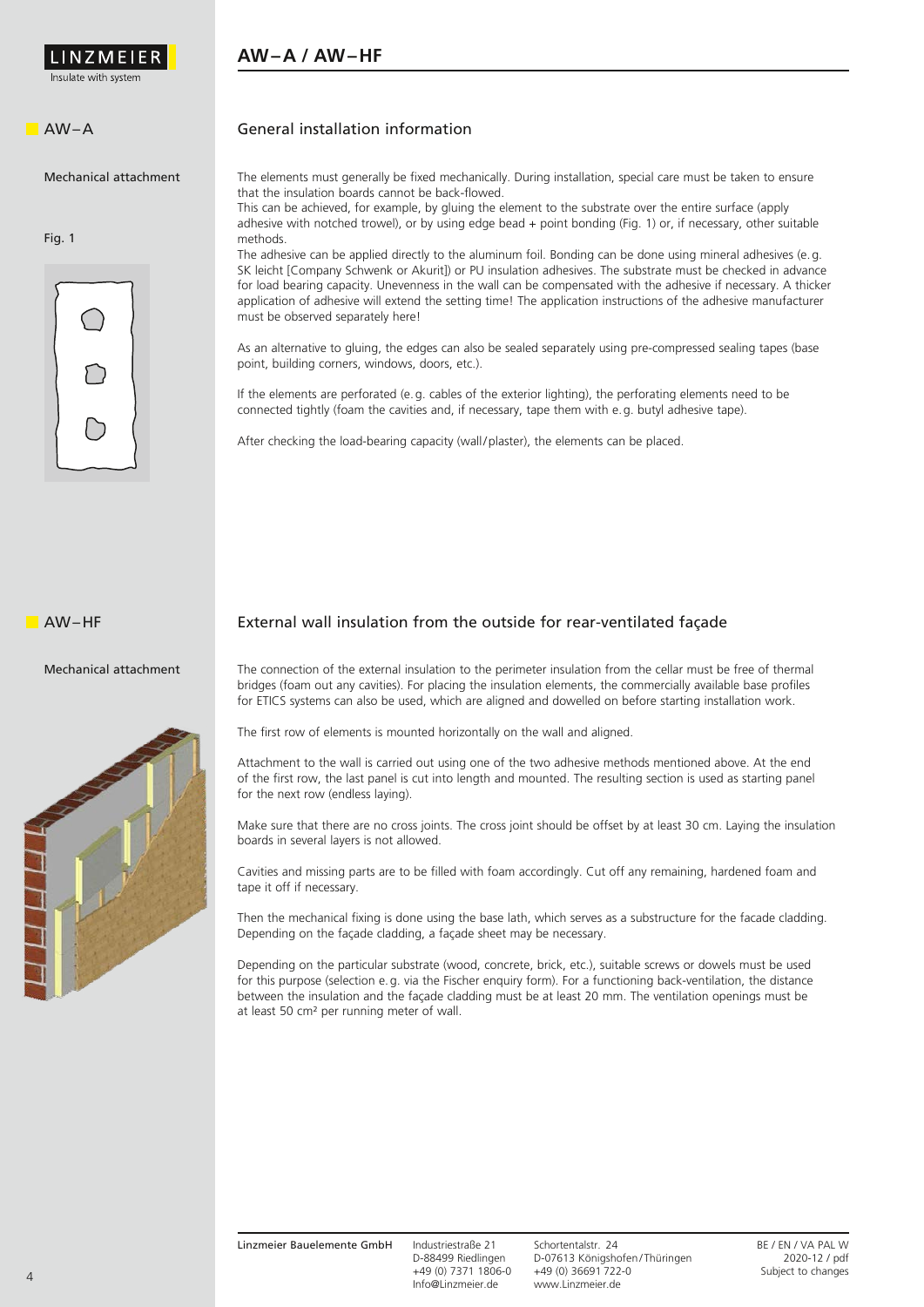## AW–A / AW–HF

### AW–A

Mechanical attachment

Fig. 1

#### General installation information

The elements must generally be fixed mechanically. During installation, special care must be taken to ensure that the insulation boards cannot be back-flowed.
This can be achieved, for example, by gluing the element to the substrate over the entire surface (apply adhesive with notched trowel), or by using edge bead + point bonding (Fig. 1) or, if necessary, other suitable methods.
The adhesive can be applied directly to the aluminum foil. Bonding can be done using mineral adhesives (e. g. SK leicht [Company Schwenk or Akurit]) or PU insulation adhesives. The substrate must be checked in advance for load bearing capacity. Unevenness in the wall can be compensated with the adhesive if necessary. A thicker application of adhesive will extend the setting time! The application instructions of the adhesive manufacturer must be observed separately here!

As an alternative to gluing, the edges can also be sealed separately using pre-compressed sealing tapes (base point, building corners, windows, doors, etc.).

If the elements are perforated (e. g. cables of the exterior lighting), the perforating elements need to be connected tightly (foam the cavities and, if necessary, tape them with e. g. butyl adhesive tape).

After checking the load-bearing capacity (wall/plaster), the elements can be placed.

### AW–HF

Mechanical attachment

#### External wall insulation from the outside for rear-ventilated façade

The connection of the external insulation to the perimeter insulation from the cellar must be free of thermal bridges (foam out any cavities). For placing the insulation elements, the commercially available base profiles for ETICS systems can also be used, which are aligned and dowelled on before starting installation work.

The first row of elements is mounted horizontally on the wall and aligned.

Attachment to the wall is carried out using one of the two adhesive methods mentioned above. At the end of the first row, the last panel is cut into length and mounted. The resulting section is used as starting panel for the next row (endless laying).

Make sure that there are no cross joints. The cross joint should be offset by at least 30 cm. Laying the insulation boards in several layers is not allowed.

Cavities and missing parts are to be filled with foam accordingly. Cut off any remaining, hardened foam and tape it off if necessary.

Then the mechanical fixing is done using the base lath, which serves as a substructure for the facade cladding. Depending on the façade cladding, a façade sheet may be necessary.

Depending on the particular substrate (wood, concrete, brick, etc.), suitable screws or dowels must be used for this purpose (selection e. g. via the Fischer enquiry form). For a functioning back-ventilation, the distance between the insulation and the façade cladding must be at least 20 mm. The ventilation openings must be at least 50 cm² per running meter of wall.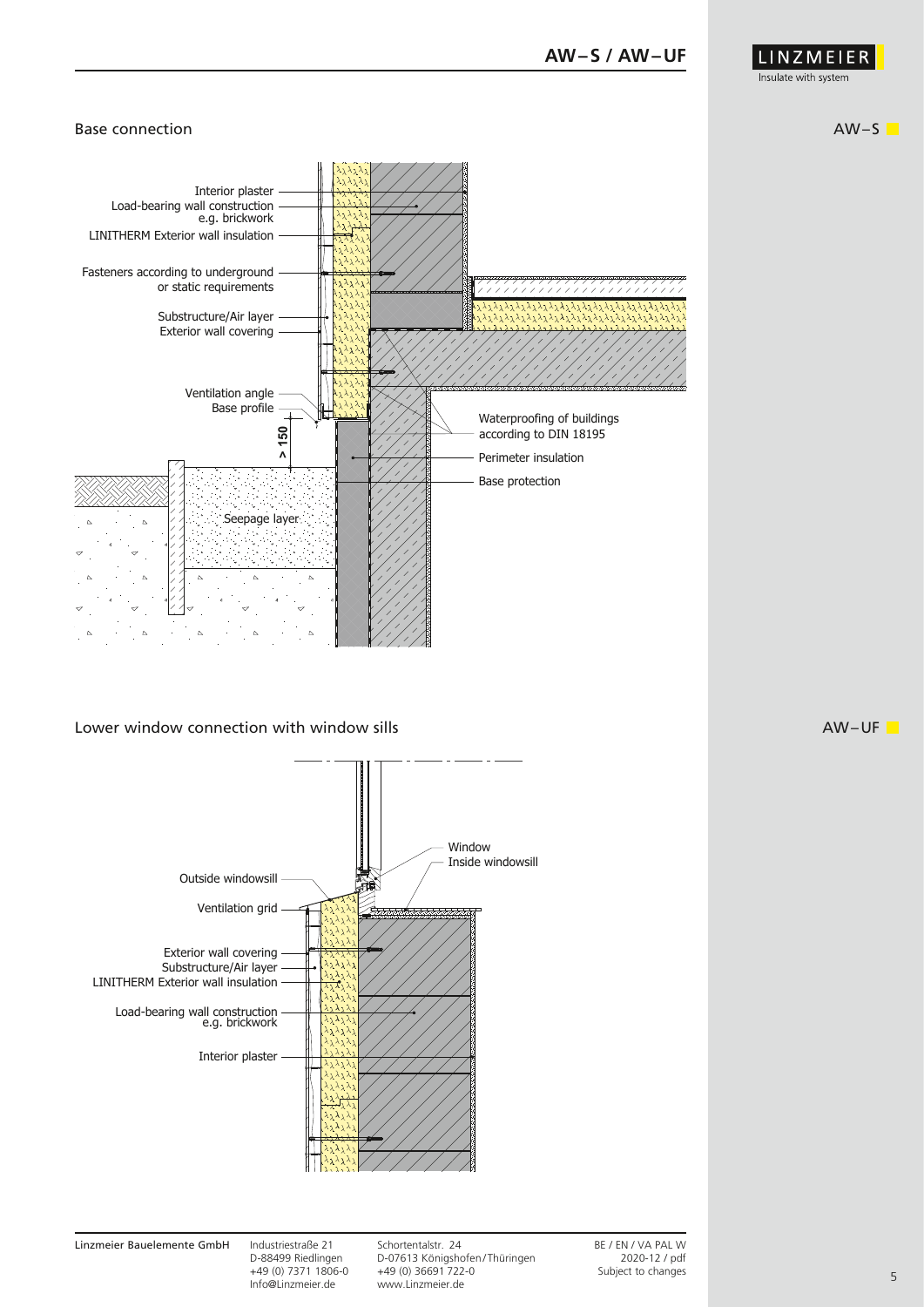## Base connection

AW–S

Interior plaster
Load-bearing wall construction e.g. brickwork
LINITHERM Exterior wall insulation
Fasteners according to underground or static requirements
Substructure/Air layer
Exterior wall covering
Ventilation angle
Base profile
> 150
Seepage layer
Waterproofing of buildings according to DIN 18195
Perimeter insulation
Base protection

## Lower window connection with window sills

AW–UF

Window
Inside windowsill
Outside windowsill
Ventilation grid
Exterior wall covering
Substructure/Air layer
LINITHERM Exterior wall insulation
Load-bearing wall construction e.g. brickwork
Interior plaster

Linzmeier Bauelemente GmbH | Industriestraße 21, D-88499 Riedlingen, +49 (0) 7371 1806-0, Info@Linzmeier.de | Schortentalstr. 24, D-07613 Königshofen/Thüringen, +49 (0) 36691 722-0, www.Linzmeier.de | BE / EN / VA PAL W, 2020-12 / pdf, Subject to changes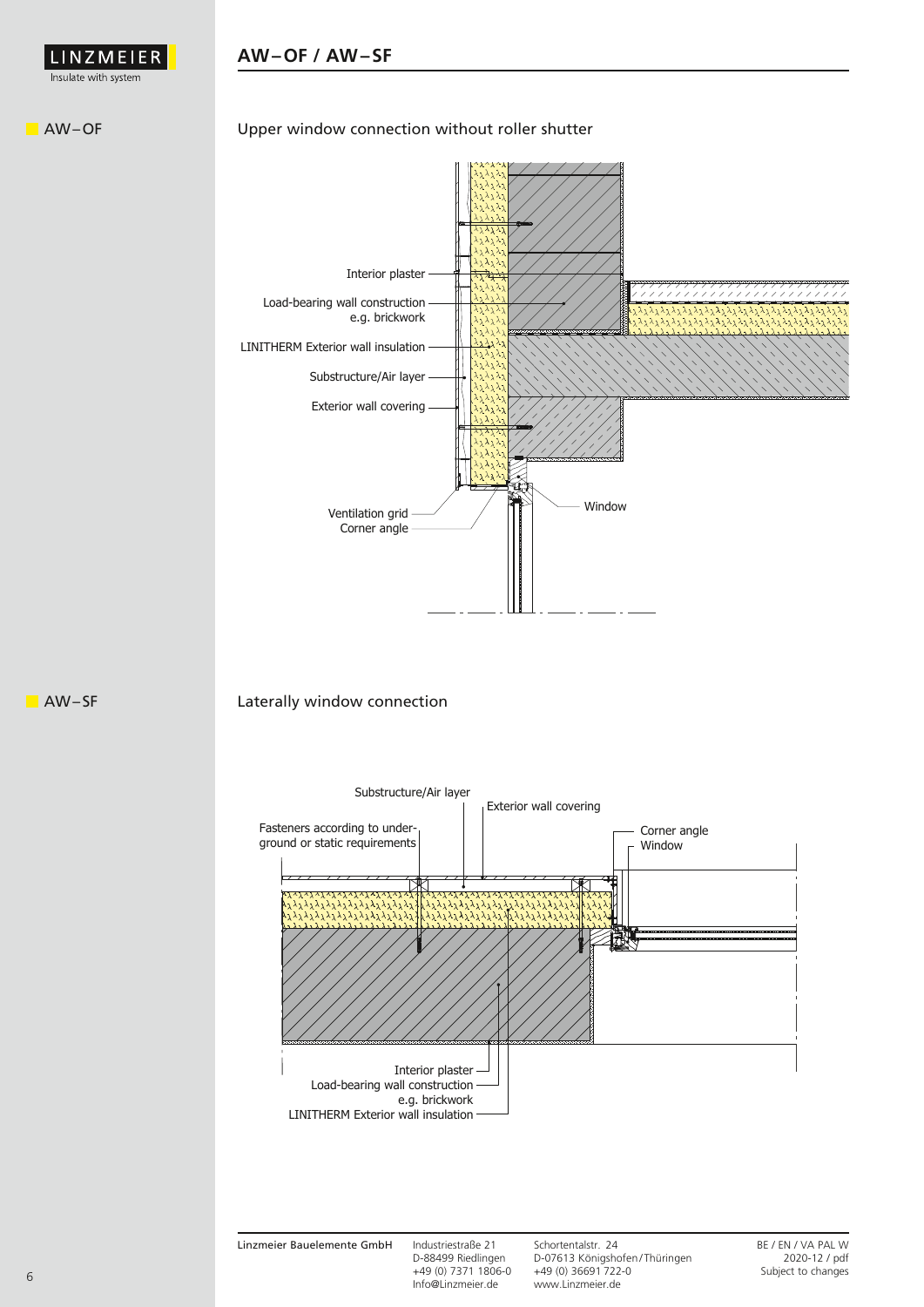## AW–OF

### Upper window connection without roller shutter

Interior plaster

Load-bearing wall construction e.g. brickwork

LINITHERM Exterior wall insulation

Substructure/Air layer

Exterior wall covering

Ventilation grid

Corner angle

Window

## AW–SF

### Laterally window connection

Substructure/Air layer

Exterior wall covering

Fasteners according to underground or static requirements

Corner angle

Window

Interior plaster

Load-bearing wall construction e.g. brickwork

LINITHERM Exterior wall insulation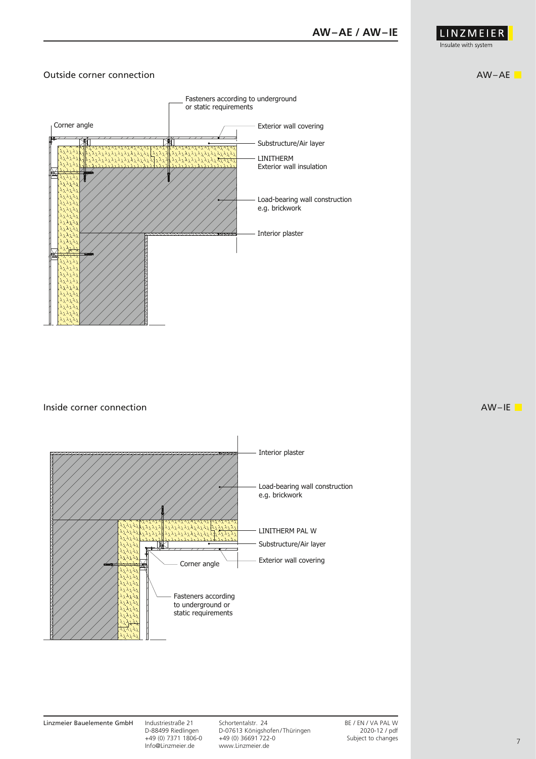## Outside corner connection

AW–AE

Fasteners according to underground or static requirements

Corner angle

Exterior wall covering

Substructure/Air layer

LINITHERM
Exterior wall insulation

Load-bearing wall construction
e.g. brickwork

Interior plaster

## Inside corner connection

AW–IE

Interior plaster

Load-bearing wall construction
e.g. brickwork

LINITHERM PAL W

Substructure/Air layer

Corner angle

Exterior wall covering

Fasteners according to underground or static requirements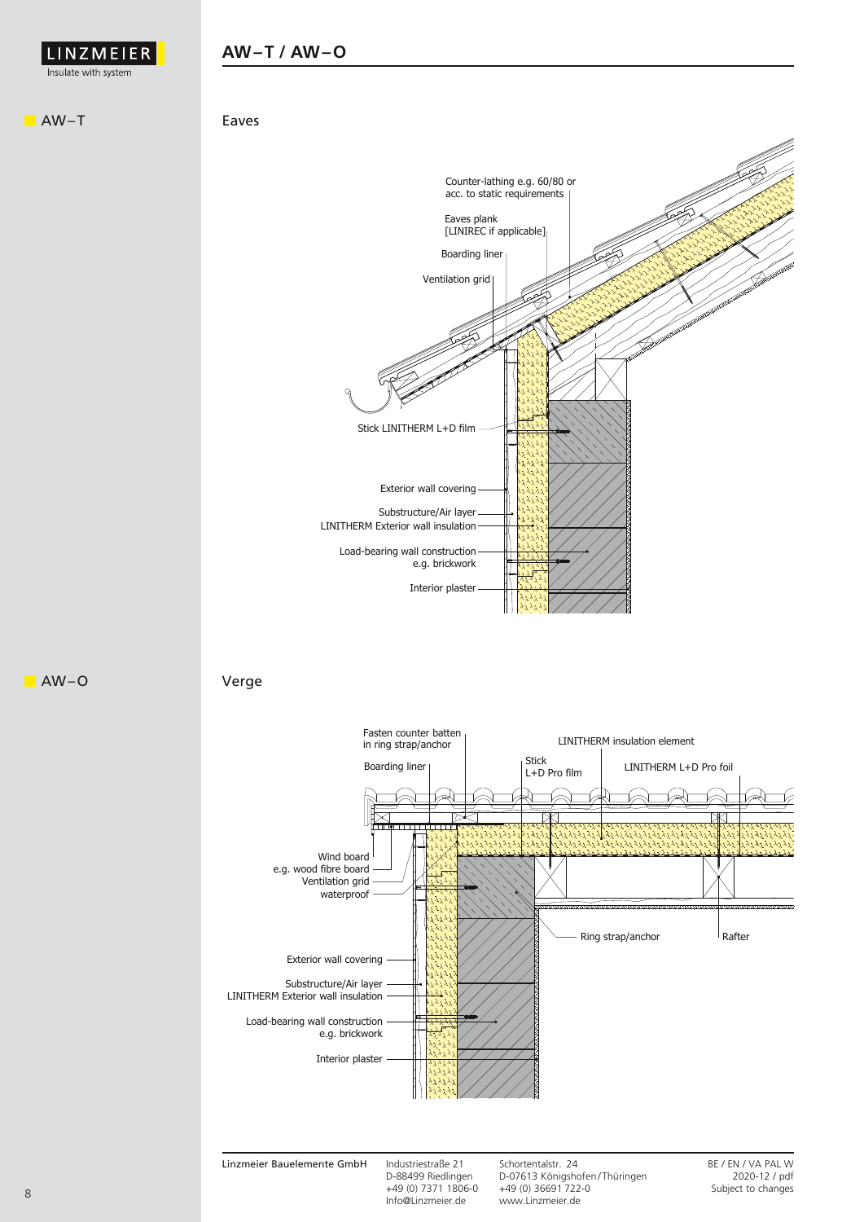# AW–T / AW–O

## AW–T

### Eaves

Counter-lathing e.g. 60/80 or acc. to static requirements

Eaves plank [LINIREC if applicable]

Boarding liner

Ventilation grid

Stick LINITHERM L+D film

Exterior wall covering

Substructure/Air layer

LINITHERM Exterior wall insulation

Load-bearing wall construction e.g. brickwork

Interior plaster

## AW–O

### Verge

Fasten counter batten in ring strap/anchor

LINITHERM insulation element

Boarding liner

Stick L+D Pro film

LINITHERM L+D Pro foil

Wind board e.g. wood fibre board

Ventilation grid

waterproof

Ring strap/anchor

Rafter

Exterior wall covering

Substructure/Air layer

LINITHERM Exterior wall insulation

Load-bearing wall construction e.g. brickwork

Interior plaster

Linzmeier Bauelemente GmbH | Industriestraße 21, D-88499 Riedlingen, +49 (0) 7371 1806-0, Info@Linzmeier.de | Schortentalstr. 24, D-07613 Königshofen/Thüringen, +49 (0) 36691 722-0, www.Linzmeier.de | BE / EN / VA PAL W, 2020-12 / pdf, Subject to changes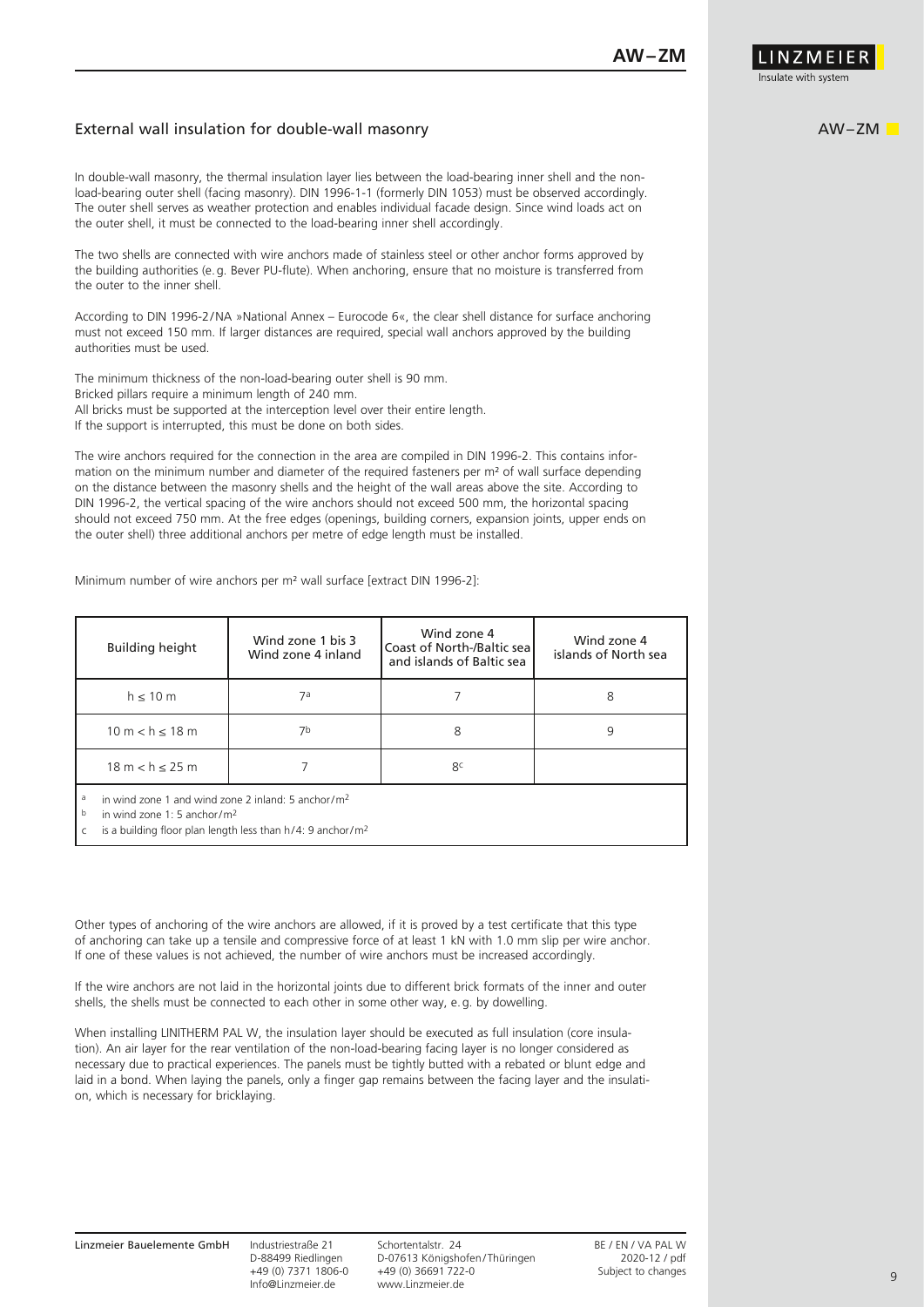## External wall insulation for double-wall masonry

In double-wall masonry, the thermal insulation layer lies between the load-bearing inner shell and the non-load-bearing outer shell (facing masonry). DIN 1996-1-1 (formerly DIN 1053) must be observed accordingly. The outer shell serves as weather protection and enables individual facade design. Since wind loads act on the outer shell, it must be connected to the load-bearing inner shell accordingly.

The two shells are connected with wire anchors made of stainless steel or other anchor forms approved by the building authorities (e.g. Bever PU-flute). When anchoring, ensure that no moisture is transferred from the outer to the inner shell.

According to DIN 1996-2/NA »National Annex – Eurocode 6«, the clear shell distance for surface anchoring must not exceed 150 mm. If larger distances are required, special wall anchors approved by the building authorities must be used.

The minimum thickness of the non-load-bearing outer shell is 90 mm.
Bricked pillars require a minimum length of 240 mm.
All bricks must be supported at the interception level over their entire length.
If the support is interrupted, this must be done on both sides.

The wire anchors required for the connection in the area are compiled in DIN 1996-2. This contains information on the minimum number and diameter of the required fasteners per m² of wall surface depending on the distance between the masonry shells and the height of the wall areas above the site. According to DIN 1996-2, the vertical spacing of the wire anchors should not exceed 500 mm, the horizontal spacing should not exceed 750 mm. At the free edges (openings, building corners, expansion joints, upper ends on the outer shell) three additional anchors per metre of edge length must be installed.

Minimum number of wire anchors per m² wall surface [extract DIN 1996-2]:

| Building height | Wind zone 1 bis 3 Wind zone 4 inland | Wind zone 4 Coast of North-/Baltic sea and islands of Baltic sea | Wind zone 4 islands of North sea |
|---|---|---|---|
| $h \leq 10$ m | 7[a] | 7 | 8 |
| $10$ m $< h \leq 18$ m | 7[b] | 8 | 9 |
| $18$ m $< h \leq 25$ m | 7 | 8[c] | |

[a] in wind zone 1 and wind zone 2 inland: 5 anchor/m²
[b] in wind zone 1: 5 anchor/m²
[c] is a building floor plan length less than h/4: 9 anchor/m²

Other types of anchoring of the wire anchors are allowed, if it is proved by a test certificate that this type of anchoring can take up a tensile and compressive force of at least 1 kN with 1.0 mm slip per wire anchor. If one of these values is not achieved, the number of wire anchors must be increased accordingly.

If the wire anchors are not laid in the horizontal joints due to different brick formats of the inner and outer shells, the shells must be connected to each other in some other way, e.g. by dowelling.

When installing LINITHERM PAL W, the insulation layer should be executed as full insulation (core insulation). An air layer for the rear ventilation of the non-load-bearing facing layer is no longer considered as necessary due to practical experiences. The panels must be tightly butted with a rebated or blunt edge and laid in a bond. When laying the panels, only a finger gap remains between the facing layer and the insulation, which is necessary for bricklaying.

Linzmeier Bauelemente GmbH | Industriestraße 21, D-88499 Riedlingen, +49 (0) 7371 1806-0, Info@Linzmeier.de | Schortentalstr. 24, D-07613 Königshofen/Thüringen, +49 (0) 36691 722-0, www.Linzmeier.de | BE / EN / VA PAL W, 2020-12 / pdf, Subject to changes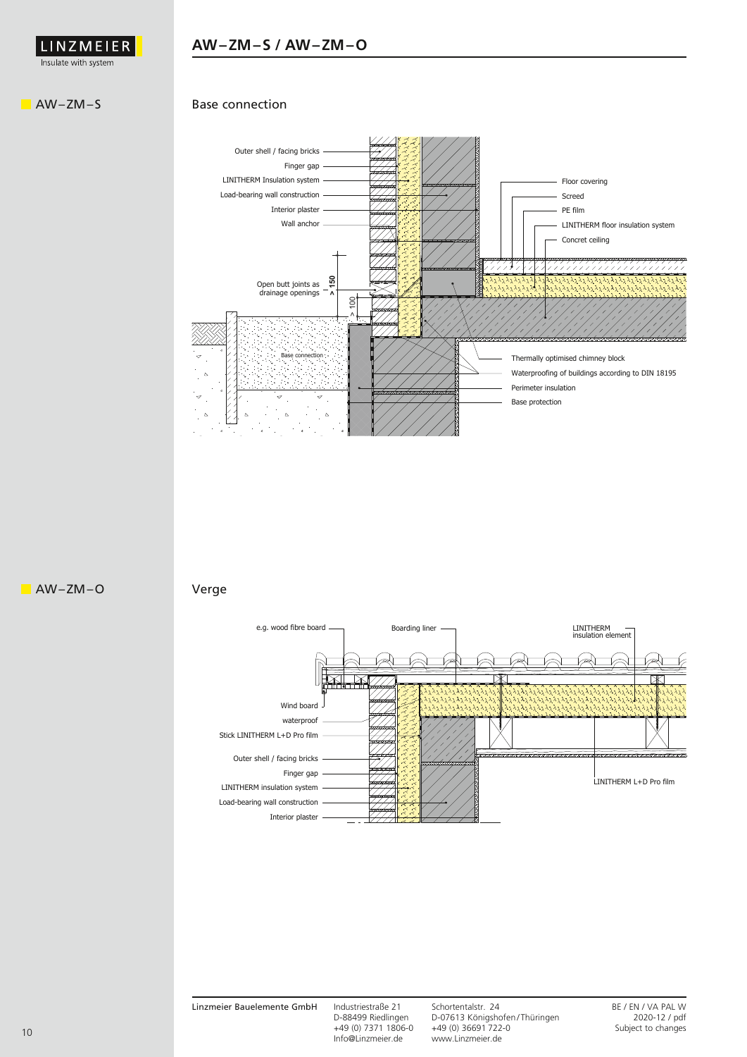## AW–ZM–S / AW–ZM–O

### AW–ZM–S

#### Base connection

Outer shell / facing bricks
Finger gap
LINITHERM Insulation system
Load-bearing wall construction
Interior plaster
Wall anchor
Open butt joints as drainage openings
> 150
> 100
Base connection
Floor covering
Screed
PE film
LINITHERM floor insulation system
Concret ceiling
Thermally optimised chimney block
Waterproofing of buildings according to DIN 18195
Perimeter insulation
Base protection

### AW–ZM–O

#### Verge

e.g. wood fibre board
Boarding liner
LINITHERM insulation element
Wind board
waterproof
Stick LINITHERM L+D Pro film
Outer shell / facing bricks
Finger gap
LINITHERM insulation system
Load-bearing wall construction
Interior plaster
LINITHERM L+D Pro film

Linzmeier Bauelemente GmbH
Industriestraße 21
D-88499 Riedlingen
+49 (0) 7371 1806-0
Info@Linzmeier.de

Schortentalstr. 24
D-07613 Königshofen/Thüringen
+49 (0) 36691 722-0
www.Linzmeier.de

BE / EN / VA PAL W
2020-12 / pdf
Subject to changes